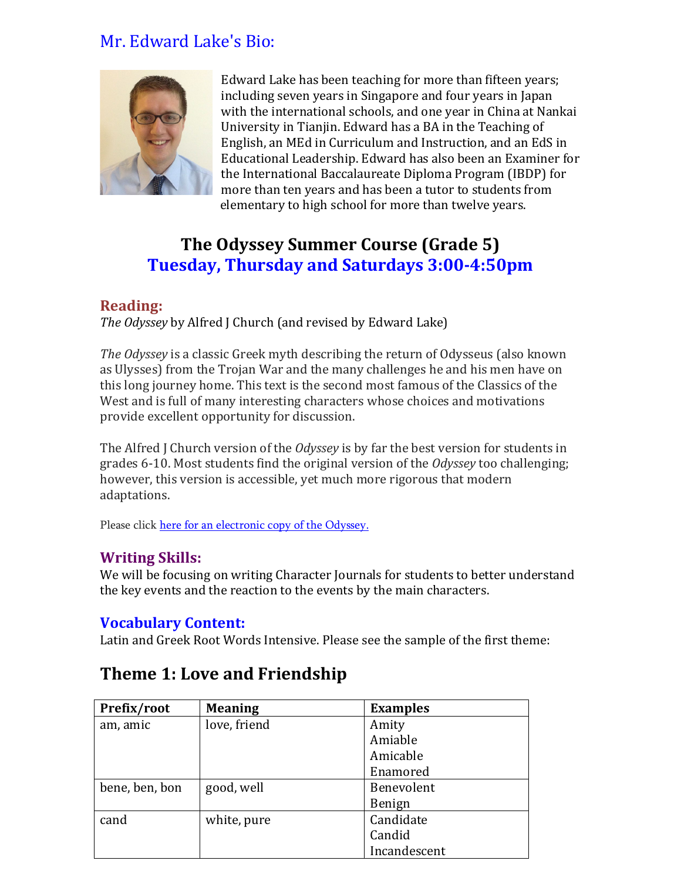## Mr. Edward Lake's Bio:

Edward Lake has been teaching for more than fifteen years; including seven years in Singapore and four years in Japan with the international schools, and one year in China at Nankai University in Tianjin. Edward has a BA in the Teaching of English, an MEd in Curriculum and Instruction, and an EdS in Educational Leadership. Edward has also been an Examiner for the International Baccalaureate Diploma Program (IBDP) for more than ten years and has been a tutor to students from elementary to high school for more than twelve years.

# The Odyssey Summer Course (Grade 5)

## Tuesday, Thursday and Saturdays 3:00-4:50pm

### Reading:

*The Odyssey* by Alfred J Church (and revised by Edward Lake)

*The Odyssey* is a classic Greek myth describing the return of Odysseus (also known as Ulysses) from the Trojan War and the many challenges he and his men have on this long journey home. This text is the second most famous of the Classics of the West and is full of many interesting characters whose choices and motivations provide excellent opportunity for discussion.

The Alfred J Church version of the *Odyssey* is by far the best version for students in grades 6-10. Most students find the original version of the *Odyssey* too challenging; however, this version is accessible, yet much more rigorous that modern adaptations.

Please click here for an electronic copy of the Odyssey.

### Writing Skills:

We will be focusing on writing Character Journals for students to better understand the key events and the reaction to the events by the main characters.

### Vocabulary Content:

Latin and Greek Root Words Intensive. Please see the sample of the first theme:

## Theme 1: Love and Friendship

| Prefix/root | Meaning | Examples |
|---|---|---|
| am, amic | love, friend | Amity<br>Amiable<br>Amicable<br>Enamored |
| bene, ben, bon | good, well | Benevolent<br>Benign |
| cand | white, pure | Candidate<br>Candid<br>Incandescent |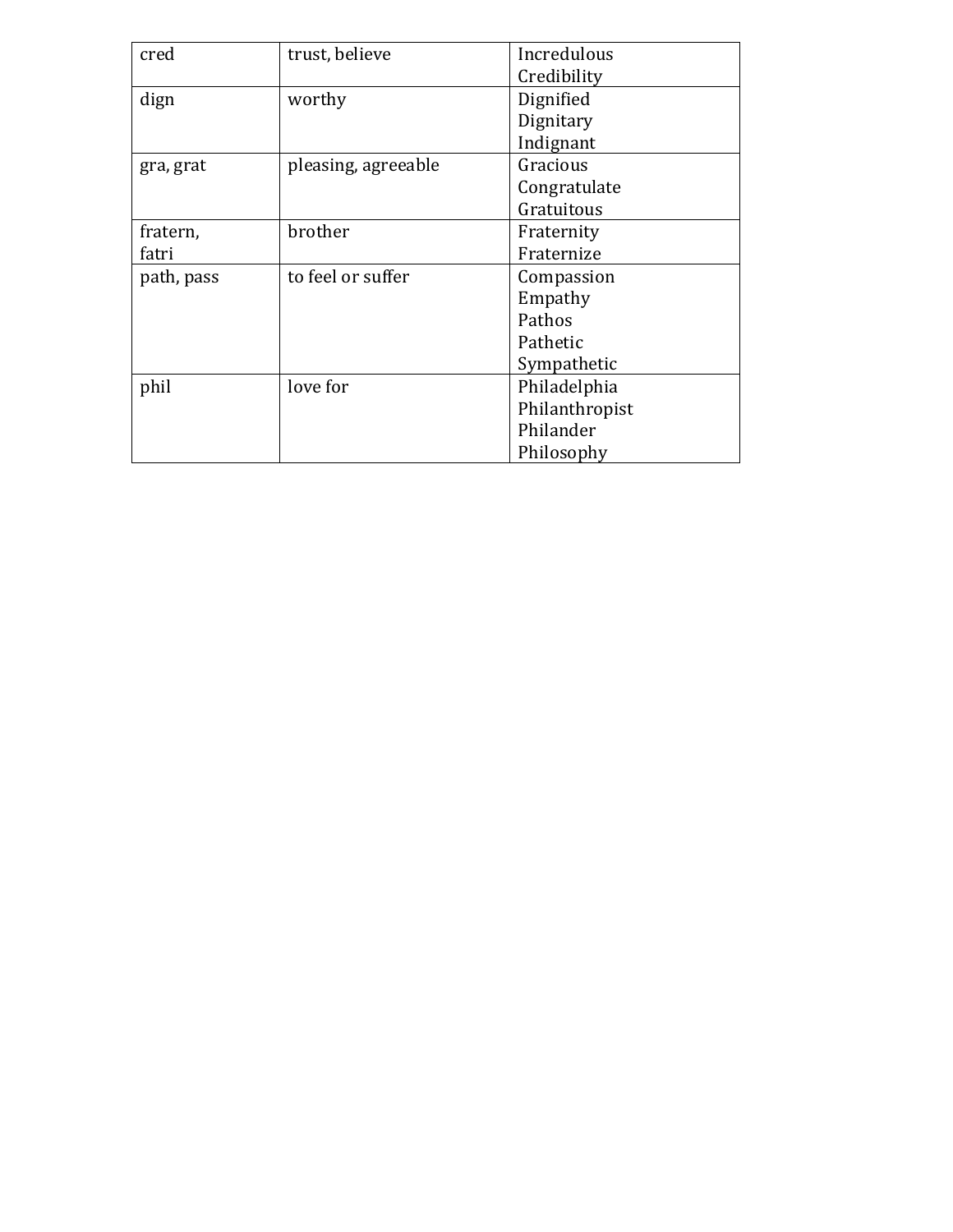| | | |
|---|---|---|
| cred | trust, believe | Incredulous<br>Credibility |
| dign | worthy | Dignified<br>Dignitary<br>Indignant |
| gra, grat | pleasing, agreeable | Gracious<br>Congratulate<br>Gratuitous |
| fratern, fatri | brother | Fraternity<br>Fraternize |
| path, pass | to feel or suffer | Compassion<br>Empathy<br>Pathos<br>Pathetic<br>Sympathetic |
| phil | love for | Philadelphia<br>Philanthropist<br>Philander<br>Philosophy |